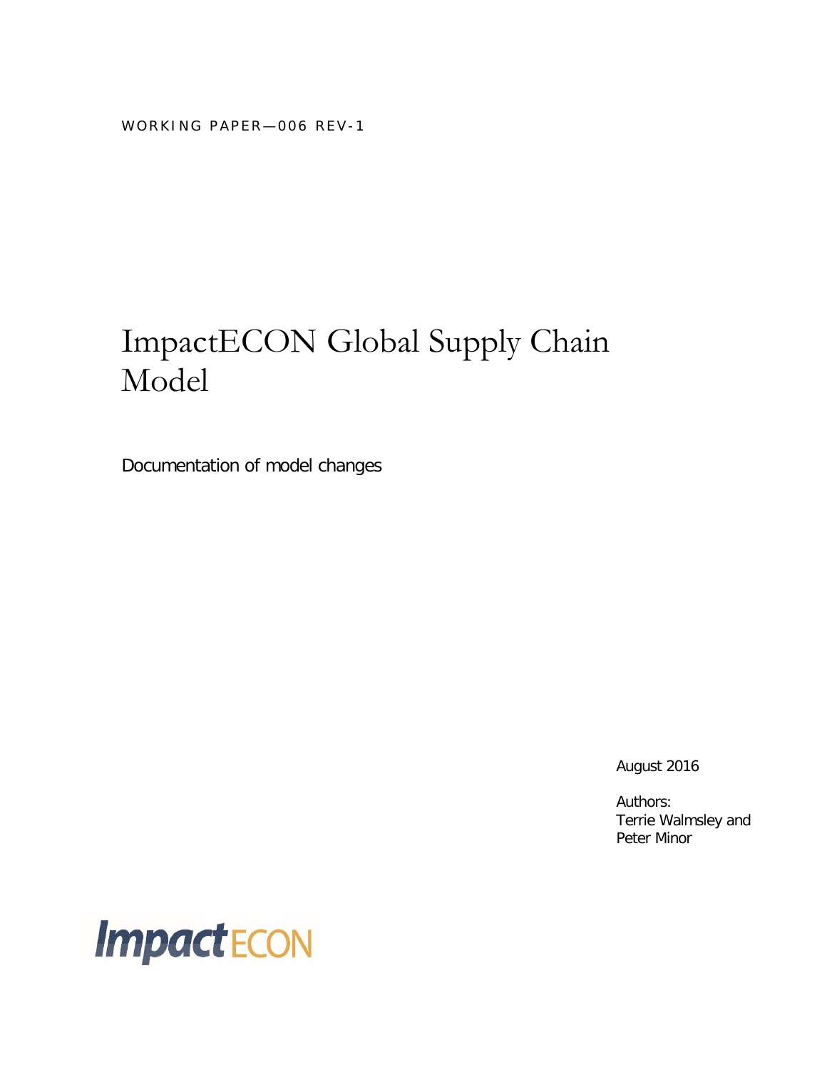WORKING PAPER—006 REV-1

# ImpactECON Global Supply Chain Model

Documentation of model changes

August 2016

Authors:
Terrie Walmsley and
Peter Minor

ImpactECON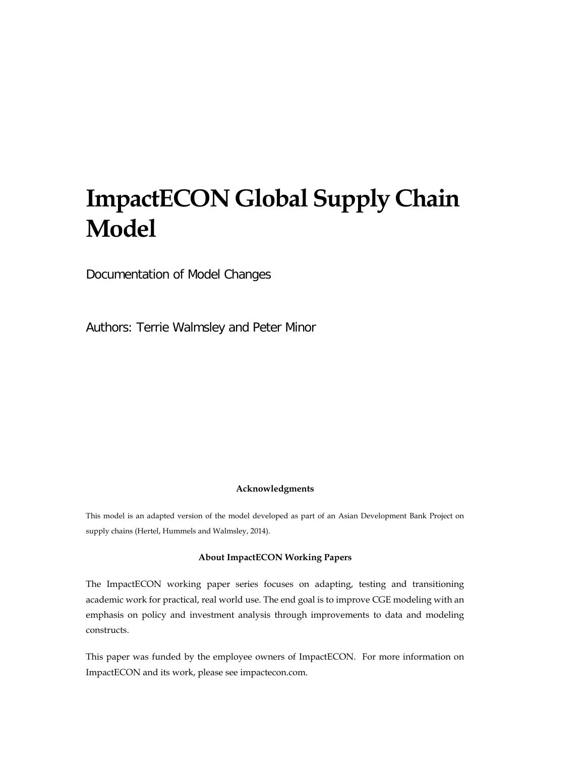# ImpactECON Global Supply Chain Model

Documentation of Model Changes

Authors: Terrie Walmsley and Peter Minor

**Acknowledgments**

This model is an adapted version of the model developed as part of an Asian Development Bank Project on supply chains (Hertel, Hummels and Walmsley, 2014).

**About ImpactECON Working Papers**

The ImpactECON working paper series focuses on adapting, testing and transitioning academic work for practical, real world use. The end goal is to improve CGE modeling with an emphasis on policy and investment analysis through improvements to data and modeling constructs.

This paper was funded by the employee owners of ImpactECON. For more information on ImpactECON and its work, please see impactecon.com.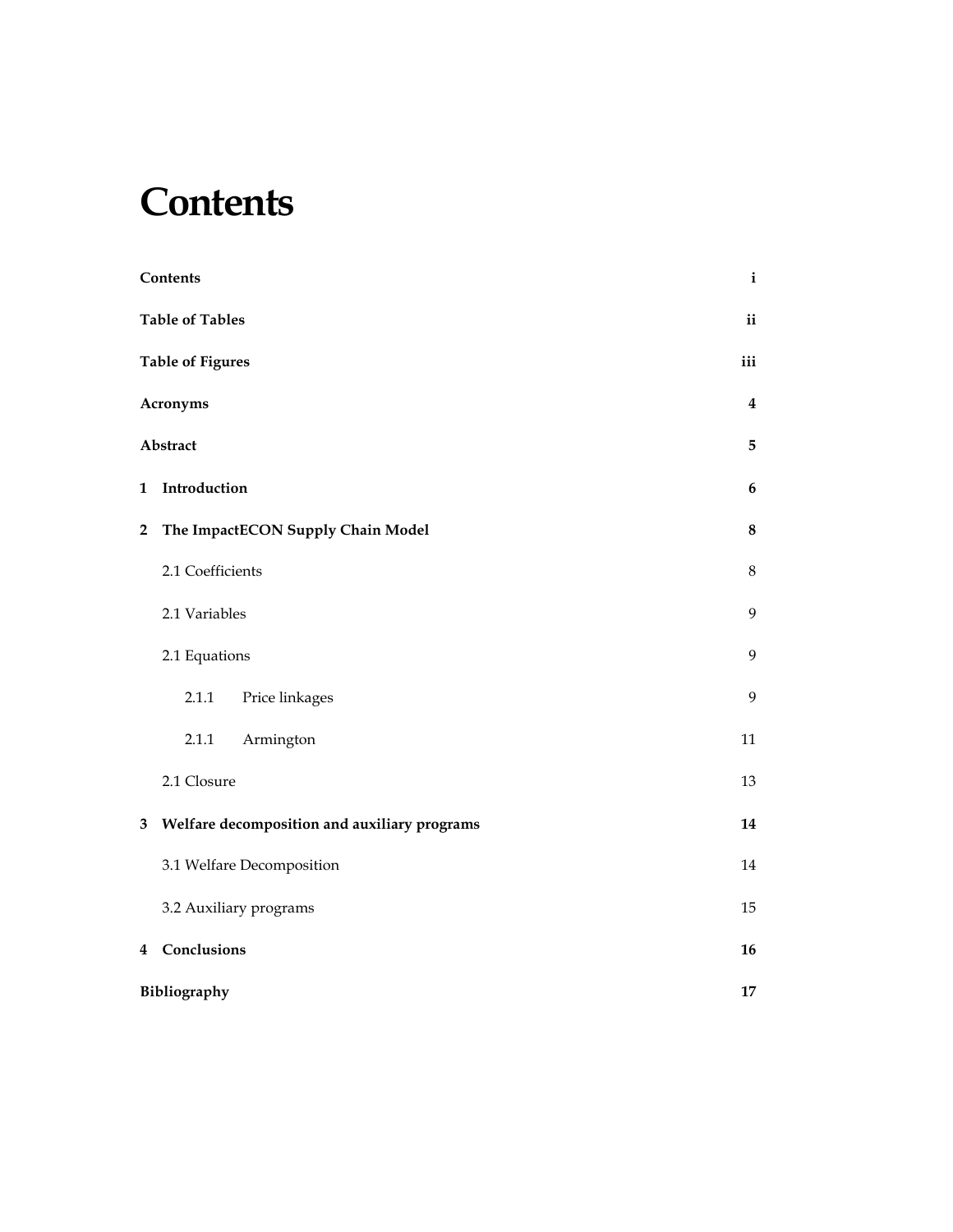# Contents

| | |
|---|---|
| **Contents** | **i** |
| **Table of Tables** | **ii** |
| **Table of Figures** | **iii** |
| **Acronyms** | **4** |
| **Abstract** | **5** |
| **1 Introduction** | **6** |
| **2 The ImpactECON Supply Chain Model** | **8** |
| 2.1 Coefficients | 8 |
| 2.1 Variables | 9 |
| 2.1 Equations | 9 |
| 2.1.1 Price linkages | 9 |
| 2.1.1 Armington | 11 |
| 2.1 Closure | 13 |
| **3 Welfare decomposition and auxiliary programs** | **14** |
| 3.1 Welfare Decomposition | 14 |
| 3.2 Auxiliary programs | 15 |
| **4 Conclusions** | **16** |
| **Bibliography** | **17** |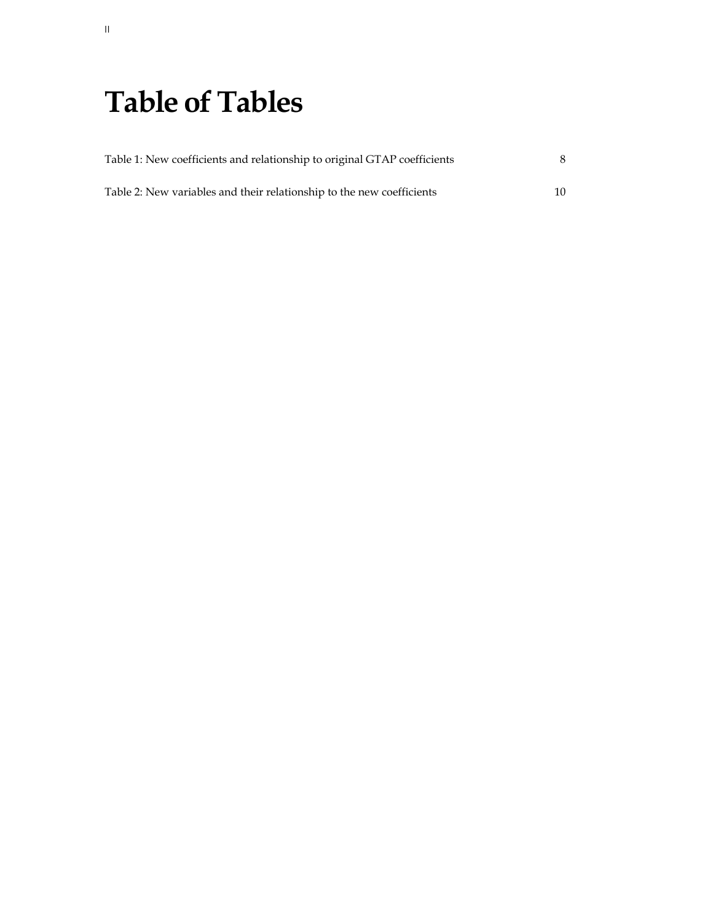# Table of Tables

Table 1: New coefficients and relationship to original GTAP coefficients 8

Table 2: New variables and their relationship to the new coefficients 10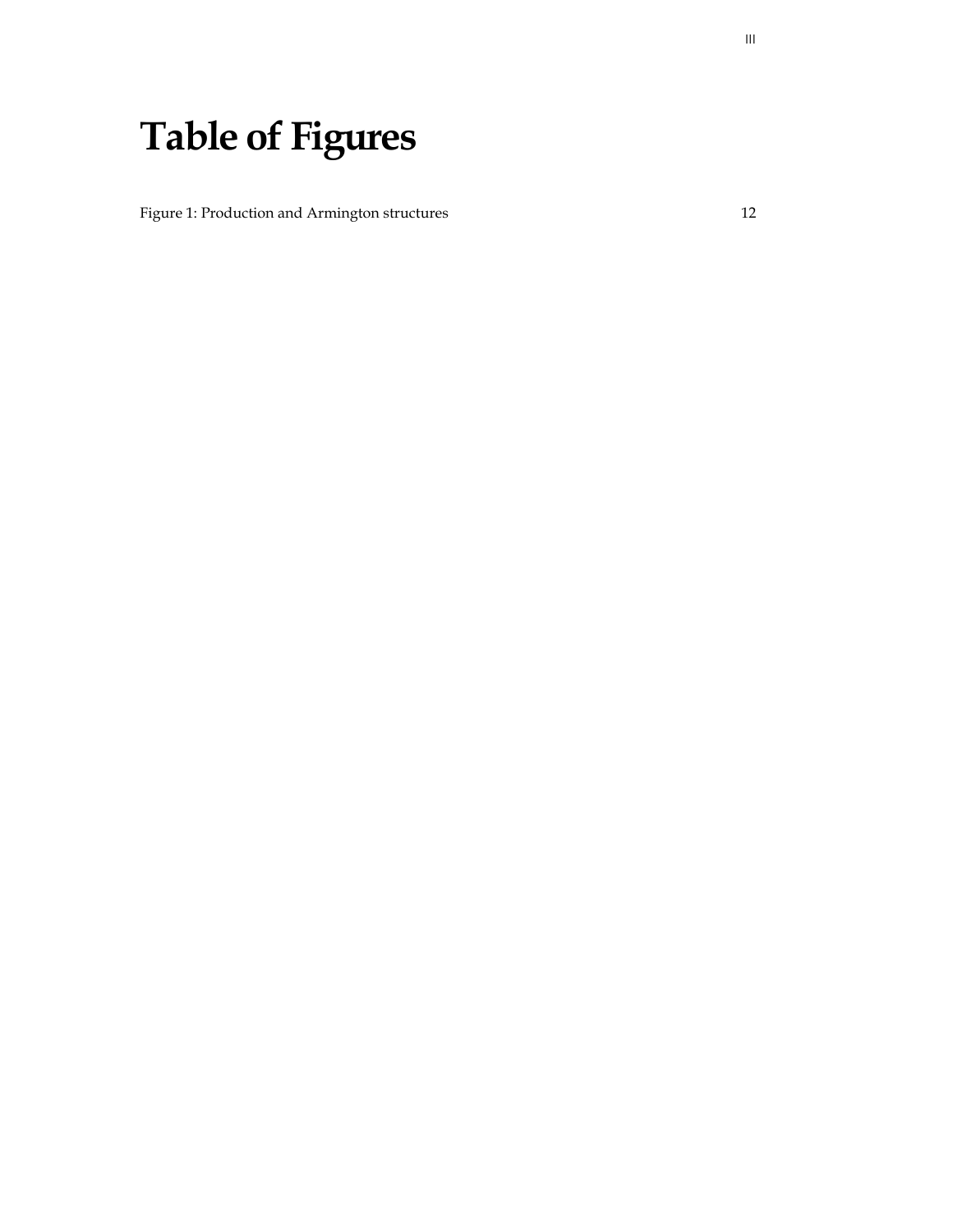# Table of Figures

Figure 1: Production and Armington structures 12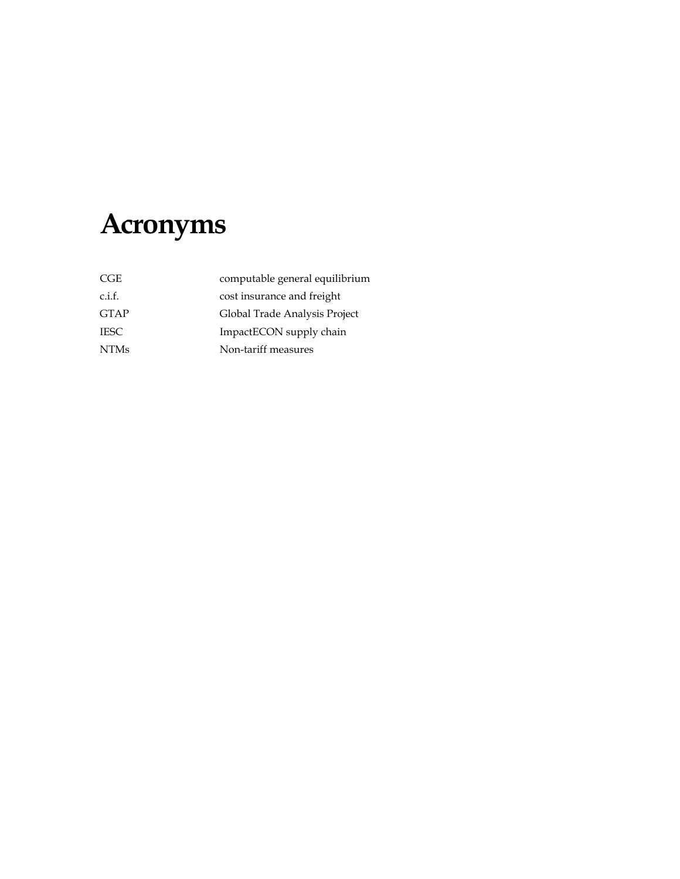# Acronyms

| | |
|---|---|
| CGE | computable general equilibrium |
| c.i.f. | cost insurance and freight |
| GTAP | Global Trade Analysis Project |
| IESC | ImpactECON supply chain |
| NTMs | Non-tariff measures |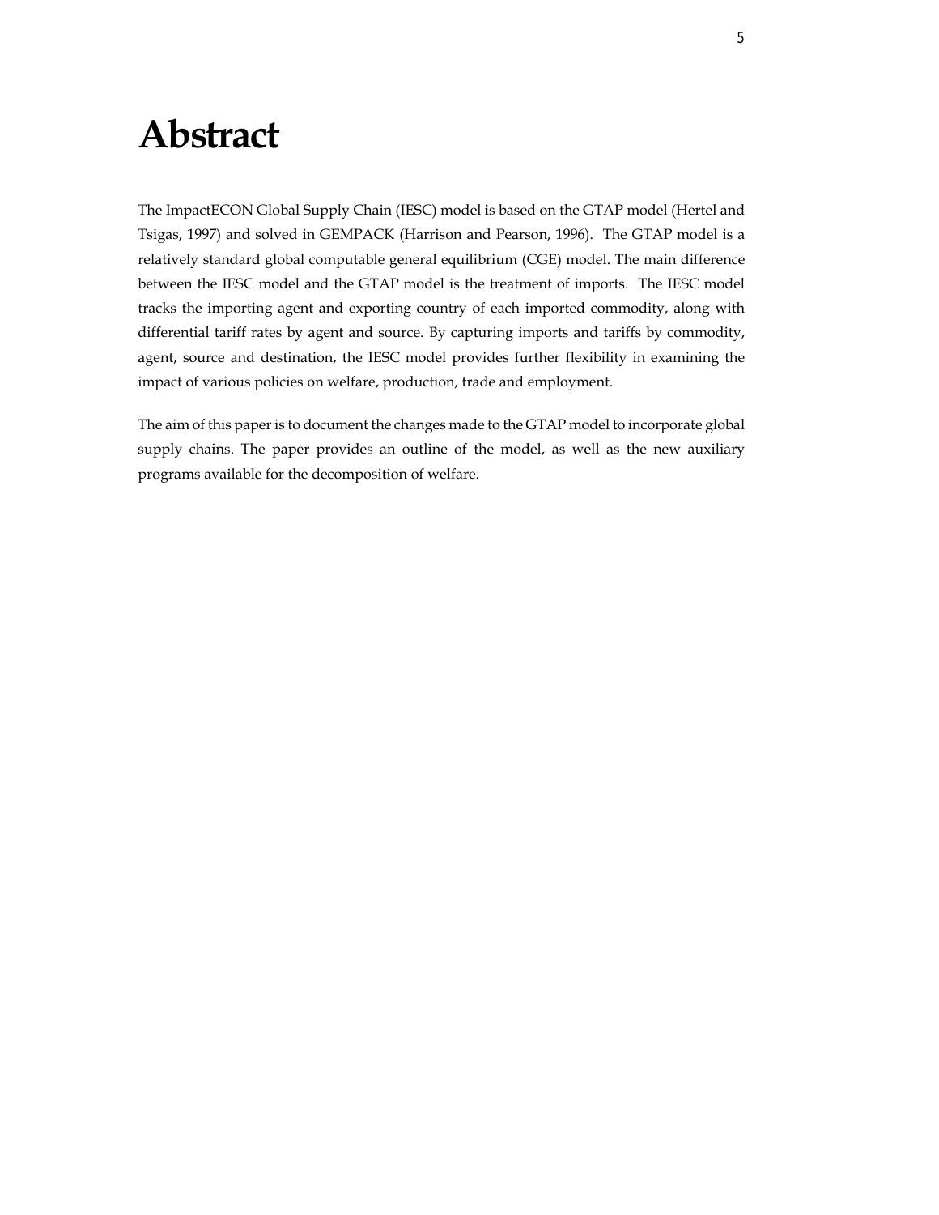# Abstract

The ImpactECON Global Supply Chain (IESC) model is based on the GTAP model (Hertel and Tsigas, 1997) and solved in GEMPACK (Harrison and Pearson, 1996). The GTAP model is a relatively standard global computable general equilibrium (CGE) model. The main difference between the IESC model and the GTAP model is the treatment of imports. The IESC model tracks the importing agent and exporting country of each imported commodity, along with differential tariff rates by agent and source. By capturing imports and tariffs by commodity, agent, source and destination, the IESC model provides further flexibility in examining the impact of various policies on welfare, production, trade and employment.

The aim of this paper is to document the changes made to the GTAP model to incorporate global supply chains. The paper provides an outline of the model, as well as the new auxiliary programs available for the decomposition of welfare.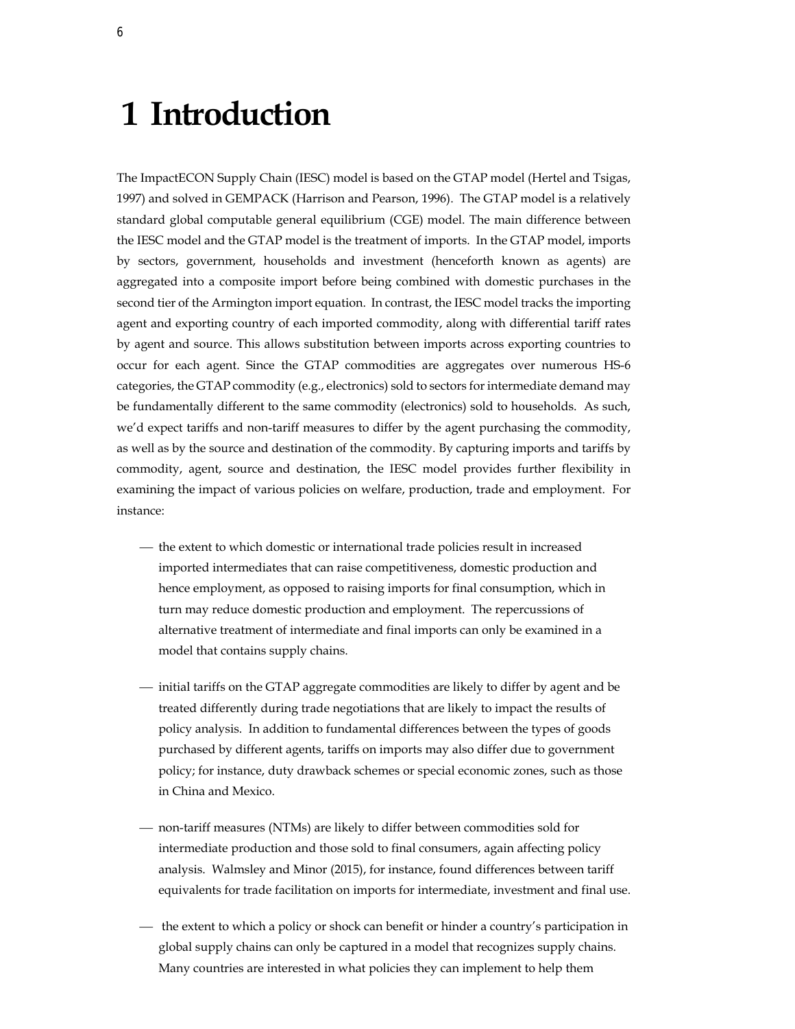# 1 Introduction

The ImpactECON Supply Chain (IESC) model is based on the GTAP model (Hertel and Tsigas, 1997) and solved in GEMPACK (Harrison and Pearson, 1996). The GTAP model is a relatively standard global computable general equilibrium (CGE) model. The main difference between the IESC model and the GTAP model is the treatment of imports. In the GTAP model, imports by sectors, government, households and investment (henceforth known as agents) are aggregated into a composite import before being combined with domestic purchases in the second tier of the Armington import equation. In contrast, the IESC model tracks the importing agent and exporting country of each imported commodity, along with differential tariff rates by agent and source. This allows substitution between imports across exporting countries to occur for each agent. Since the GTAP commodities are aggregates over numerous HS-6 categories, the GTAP commodity (e.g., electronics) sold to sectors for intermediate demand may be fundamentally different to the same commodity (electronics) sold to households. As such, we'd expect tariffs and non-tariff measures to differ by the agent purchasing the commodity, as well as by the source and destination of the commodity. By capturing imports and tariffs by commodity, agent, source and destination, the IESC model provides further flexibility in examining the impact of various policies on welfare, production, trade and employment. For instance:

- the extent to which domestic or international trade policies result in increased imported intermediates that can raise competitiveness, domestic production and hence employment, as opposed to raising imports for final consumption, which in turn may reduce domestic production and employment. The repercussions of alternative treatment of intermediate and final imports can only be examined in a model that contains supply chains.

- initial tariffs on the GTAP aggregate commodities are likely to differ by agent and be treated differently during trade negotiations that are likely to impact the results of policy analysis. In addition to fundamental differences between the types of goods purchased by different agents, tariffs on imports may also differ due to government policy; for instance, duty drawback schemes or special economic zones, such as those in China and Mexico.

- non-tariff measures (NTMs) are likely to differ between commodities sold for intermediate production and those sold to final consumers, again affecting policy analysis. Walmsley and Minor (2015), for instance, found differences between tariff equivalents for trade facilitation on imports for intermediate, investment and final use.

- the extent to which a policy or shock can benefit or hinder a country's participation in global supply chains can only be captured in a model that recognizes supply chains. Many countries are interested in what policies they can implement to help them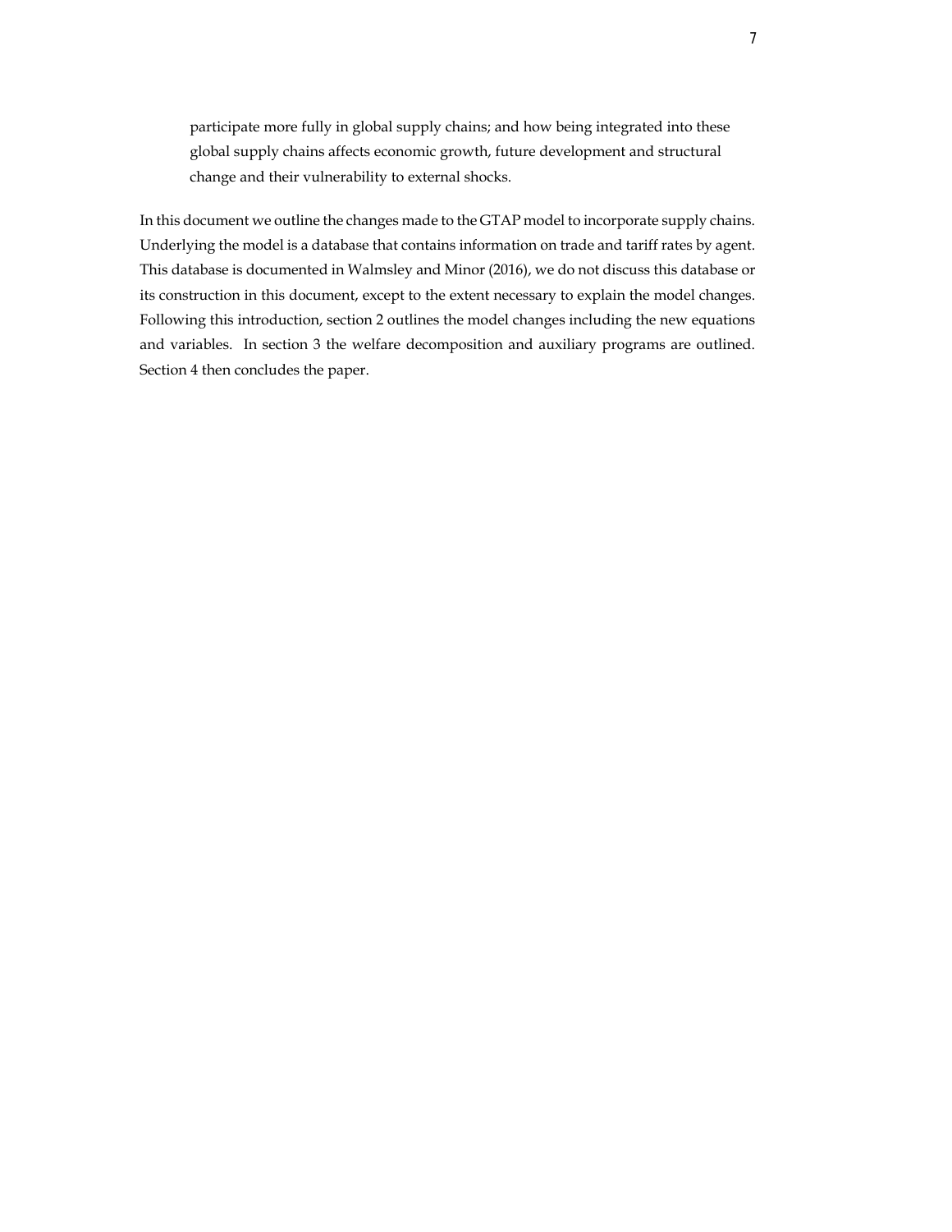> participate more fully in global supply chains; and how being integrated into these global supply chains affects economic growth, future development and structural change and their vulnerability to external shocks.

In this document we outline the changes made to the GTAP model to incorporate supply chains. Underlying the model is a database that contains information on trade and tariff rates by agent. This database is documented in Walmsley and Minor (2016), we do not discuss this database or its construction in this document, except to the extent necessary to explain the model changes. Following this introduction, section 2 outlines the model changes including the new equations and variables. In section 3 the welfare decomposition and auxiliary programs are outlined. Section 4 then concludes the paper.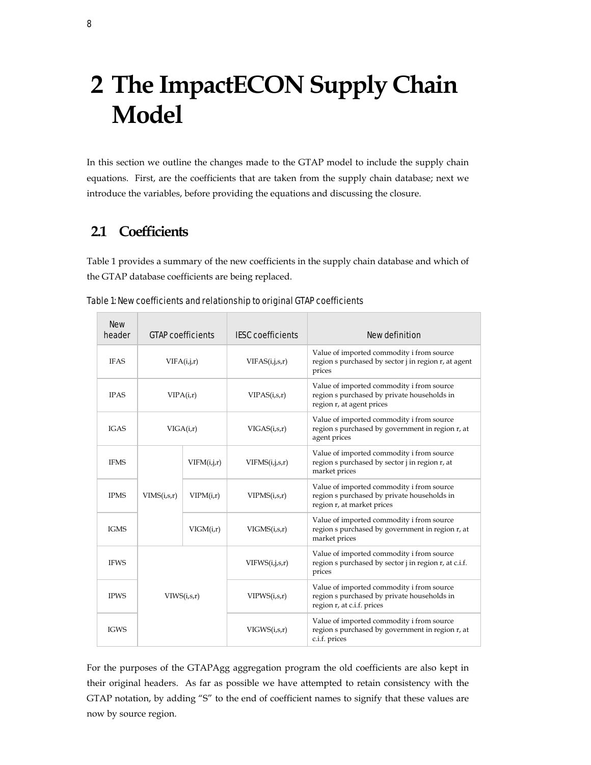# 2 The ImpactECON Supply Chain Model

In this section we outline the changes made to the GTAP model to include the supply chain equations. First, are the coefficients that are taken from the supply chain database; next we introduce the variables, before providing the equations and discussing the closure.

## 2.1 Coefficients

Table 1 provides a summary of the new coefficients in the supply chain database and which of the GTAP database coefficients are being replaced.

Table 1: New coefficients and relationship to original GTAP coefficients

| New header | GTAP coefficients | | IESC coefficients | New definition |
|---|---|---|---|---|
| IFAS | VIFA(i,j,r) | | VIFAS(i,j,s,r) | Value of imported commodity i from source region s purchased by sector j in region r, at agent prices |
| IPAS | VIPA(i,r) | | VIPAS(i,s,r) | Value of imported commodity i from source region s purchased by private households in region r, at agent prices |
| IGAS | VIGA(i,r) | | VIGAS(i,s,r) | Value of imported commodity i from source region s purchased by government in region r, at agent prices |
| IFMS | VIMS(i,s,r) | VIFM(i,j,r) | VIFMS(i,j,s,r) | Value of imported commodity i from source region s purchased by sector j in region r, at market prices |
| IPMS | | VIPM(i,r) | VIPMS(i,s,r) | Value of imported commodity i from source region s purchased by private households in region r, at market prices |
| IGMS | | VIGM(i,r) | VIGMS(i,s,r) | Value of imported commodity i from source region s purchased by government in region r, at market prices |
| IFWS | VIWS(i,s,r) | | VIFWS(i,j,s,r) | Value of imported commodity i from source region s purchased by sector j in region r, at c.i.f. prices |
| IPWS | | | VIPWS(i,s,r) | Value of imported commodity i from source region s purchased by private households in region r, at c.i.f. prices |
| IGWS | | | VIGWS(i,s,r) | Value of imported commodity i from source region s purchased by government in region r, at c.i.f. prices |

For the purposes of the GTAPAgg aggregation program the old coefficients are also kept in their original headers. As far as possible we have attempted to retain consistency with the GTAP notation, by adding "S" to the end of coefficient names to signify that these values are now by source region.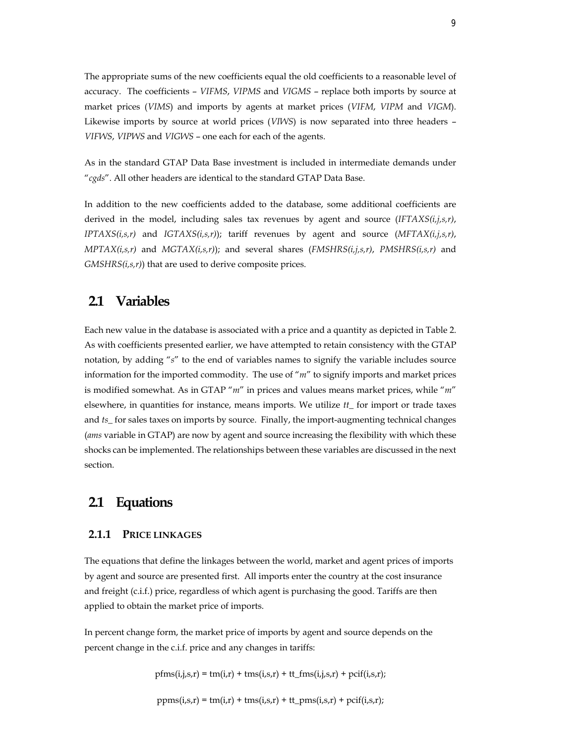The appropriate sums of the new coefficients equal the old coefficients to a reasonable level of accuracy. The coefficients – *VIFMS*, *VIPMS* and *VIGMS* – replace both imports by source at market prices (*VIMS*) and imports by agents at market prices (*VIFM*, *VIPM* and *VIGM*). Likewise imports by source at world prices (*VIWS*) is now separated into three headers – *VIFWS*, *VIPWS* and *VIGWS* – one each for each of the agents.

As in the standard GTAP Data Base investment is included in intermediate demands under "*cgds*". All other headers are identical to the standard GTAP Data Base.

In addition to the new coefficients added to the database, some additional coefficients are derived in the model, including sales tax revenues by agent and source (*IFTAXS(i,j,s,r)*, *IPTAXS(i,s,r)* and *IGTAXS(i,s,r)*); tariff revenues by agent and source (*MFTAX(i,j,s,r)*, *MPTAX(i,s,r)* and *MGTAX(i,s,r)*); and several shares (*FMSHRS(i,j,s,r)*, *PMSHRS(i,s,r)* and *GMSHRS(i,s,r)*) that are used to derive composite prices.

## 2.1 Variables

Each new value in the database is associated with a price and a quantity as depicted in Table 2. As with coefficients presented earlier, we have attempted to retain consistency with the GTAP notation, by adding "*s*" to the end of variables names to signify the variable includes source information for the imported commodity. The use of "*m*" to signify imports and market prices is modified somewhat. As in GTAP "*m*" in prices and values means market prices, while "*m*" elsewhere, in quantities for instance, means imports. We utilize *tt_* for import or trade taxes and *ts_* for sales taxes on imports by source. Finally, the import-augmenting technical changes (*ams* variable in GTAP) are now by agent and source increasing the flexibility with which these shocks can be implemented. The relationships between these variables are discussed in the next section.

## 2.1 Equations

### 2.1.1 Price linkages

The equations that define the linkages between the world, market and agent prices of imports by agent and source are presented first. All imports enter the country at the cost insurance and freight (c.i.f.) price, regardless of which agent is purchasing the good. Tariffs are then applied to obtain the market price of imports.

In percent change form, the market price of imports by agent and source depends on the percent change in the c.i.f. price and any changes in tariffs:

$$pfms(i,j,s,r) = tm(i,r) + tms(i,s,r) + tt\_fms(i,j,s,r) + pcif(i,s,r);$$

$$ppms(i,s,r) = tm(i,r) + tms(i,s,r) + tt\_pms(i,s,r) + pcif(i,s,r);$$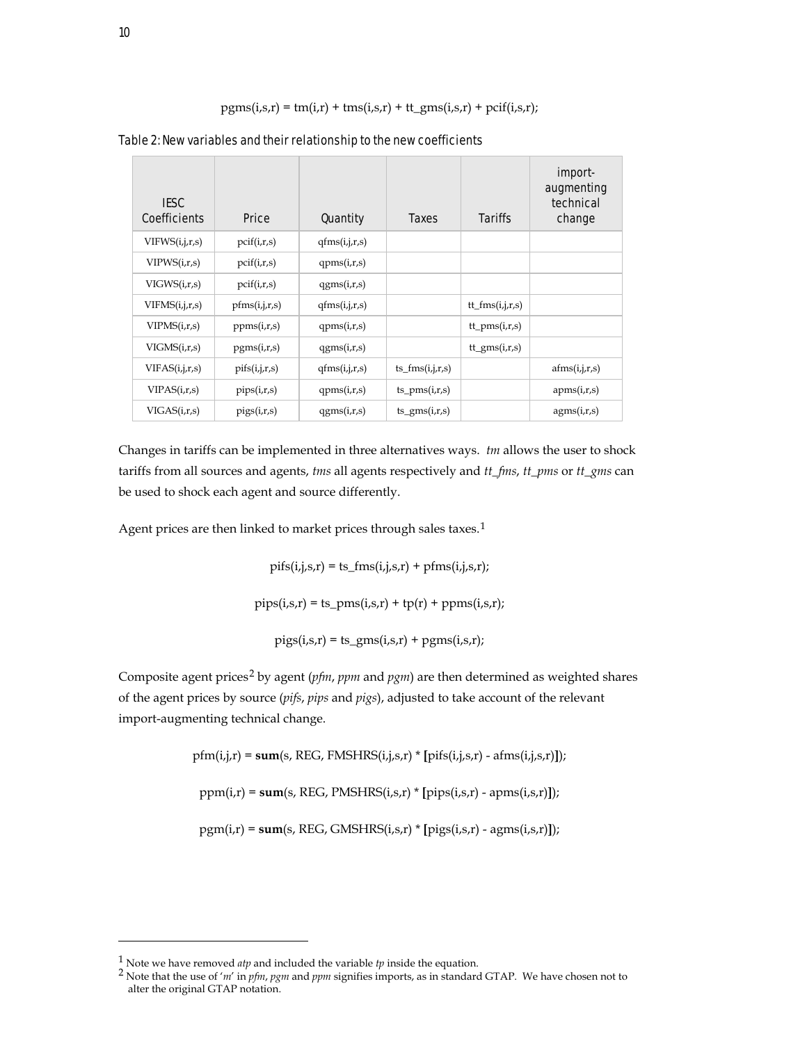$$pgms(i,s,r) = tm(i,r) + tms(i,s,r) + tt\_gms(i,s,r) + pcif(i,s,r);$$

Table 2: New variables and their relationship to the new coefficients

| IESC Coefficients | Price | Quantity | Taxes | Tariffs | import-augmenting technical change |
|---|---|---|---|---|---|
| VIFWS(i,j,r,s) | pcif(i,r,s) | qfms(i,j,r,s) | | | |
| VIPWS(i,r,s) | pcif(i,r,s) | qpms(i,r,s) | | | |
| VIGWS(i,r,s) | pcif(i,r,s) | qgms(i,r,s) | | | |
| VIFMS(i,j,r,s) | pfms(i,j,r,s) | qfms(i,j,r,s) | | tt_fms(i,j,r,s) | |
| VIPMS(i,r,s) | ppms(i,r,s) | qpms(i,r,s) | | tt_pms(i,r,s) | |
| VIGMS(i,r,s) | pgms(i,r,s) | qgms(i,r,s) | | tt_gms(i,r,s) | |
| VIFAS(i,j,r,s) | pifs(i,j,r,s) | qfms(i,j,r,s) | ts_fms(i,j,r,s) | | afms(i,j,r,s) |
| VIPAS(i,r,s) | pips(i,r,s) | qpms(i,r,s) | ts_pms(i,r,s) | | apms(i,r,s) |
| VIGAS(i,r,s) | pigs(i,r,s) | qgms(i,r,s) | ts_gms(i,r,s) | | agms(i,r,s) |

Changes in tariffs can be implemented in three alternatives ways. *tm* allows the user to shock tariffs from all sources and agents, *tms* all agents respectively and *tt_fms*, *tt_pms* or *tt_gms* can be used to shock each agent and source differently.

Agent prices are then linked to market prices through sales taxes.[1]

$$pifs(i,j,s,r) = ts\_fms(i,j,s,r) + pfms(i,j,s,r);$$

$$pips(i,s,r) = ts\_pms(i,s,r) + tp(r) + ppms(i,s,r);$$

$$pigs(i,s,r) = ts\_gms(i,s,r) + pgms(i,s,r);$$

Composite agent prices[2] by agent (*pfm*, *ppm* and *pgm*) are then determined as weighted shares of the agent prices by source (*pifs*, *pips* and *pigs*), adjusted to take account of the relevant import-augmenting technical change.

$$pfm(i,j,r) = \mathbf{sum}(s, REG, FMSHRS(i,j,s,r) * \mathbf{[}pifs(i,j,s,r) - afms(i,j,s,r)\mathbf{]});$$

$$ppm(i,r) = \mathbf{sum}(s, REG, PMSHRS(i,s,r) * \mathbf{[}pips(i,s,r) - apms(i,s,r)\mathbf{]});$$

$$pgm(i,r) = \mathbf{sum}(s, REG, GMSHRS(i,s,r) * \mathbf{[}pigs(i,s,r) - agms(i,s,r)\mathbf{]});$$

---

[1] Note we have removed *atp* and included the variable *tp* inside the equation.

[2] Note that the use of '*m*' in *pfm*, *pgm* and *ppm* signifies imports, as in standard GTAP. We have chosen not to alter the original GTAP notation.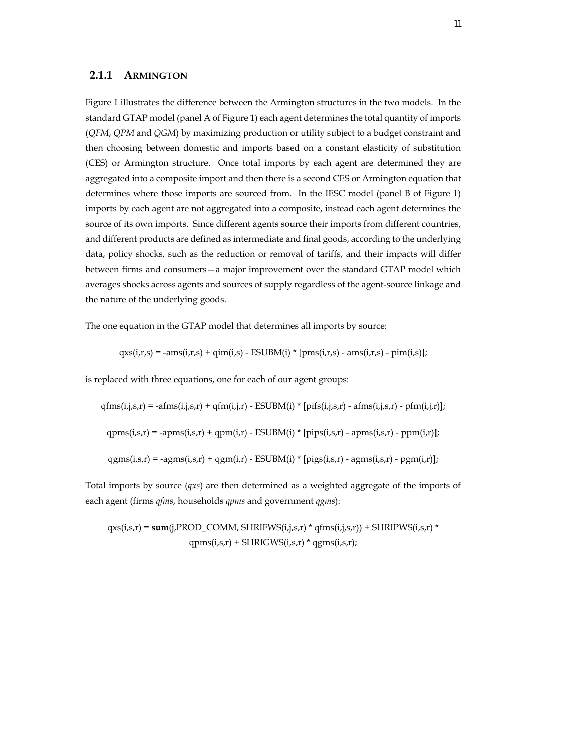### 2.1.1 Armington

Figure 1 illustrates the difference between the Armington structures in the two models. In the standard GTAP model (panel A of Figure 1) each agent determines the total quantity of imports (*QFM*, *QPM* and *QGM*) by maximizing production or utility subject to a budget constraint and then choosing between domestic and imports based on a constant elasticity of substitution (CES) or Armington structure. Once total imports by each agent are determined they are aggregated into a composite import and then there is a second CES or Armington equation that determines where those imports are sourced from. In the IESC model (panel B of Figure 1) imports by each agent are not aggregated into a composite, instead each agent determines the source of its own imports. Since different agents source their imports from different countries, and different products are defined as intermediate and final goods, according to the underlying data, policy shocks, such as the reduction or removal of tariffs, and their impacts will differ between firms and consumers—a major improvement over the standard GTAP model which averages shocks across agents and sources of supply regardless of the agent-source linkage and the nature of the underlying goods.

The one equation in the GTAP model that determines all imports by source:

$$qxs(i,r,s) = -ams(i,r,s) + qim(i,s) - ESUBM(i) * [pms(i,r,s) - ams(i,r,s) - pim(i,s)];$$

is replaced with three equations, one for each of our agent groups:

$$qfms(i,j,s,r) = -afms(i,j,s,r) + qfm(i,j,r) - ESUBM(i) * \mathbf{[}pifs(i,j,s,r) - afms(i,j,s,r) - pfm(i,j,r)\mathbf{]};$$

$$qpms(i,s,r) = -apms(i,s,r) + qpm(i,r) - ESUBM(i) * \mathbf{[}pips(i,s,r) - apms(i,s,r) - ppm(i,r)\mathbf{]};$$

$$qgms(i,s,r) = -agms(i,s,r) + qgm(i,r) - ESUBM(i) * \mathbf{[}pigs(i,s,r) - agms(i,s,r) - pgm(i,r)\mathbf{]};$$

Total imports by source (*qxs*) are then determined as a weighted aggregate of the imports of each agent (firms *qfms*, households *qpms* and government *qgms*):

$$qxs(i,s,r) = \mathbf{sum}(j,PROD\_COMM, SHRIFWS(i,j,s,r) * qfms(i,j,s,r)) + SHRIPWS(i,s,r) * qpms(i,s,r) + SHRIGWS(i,s,r) * qgms(i,s,r);$$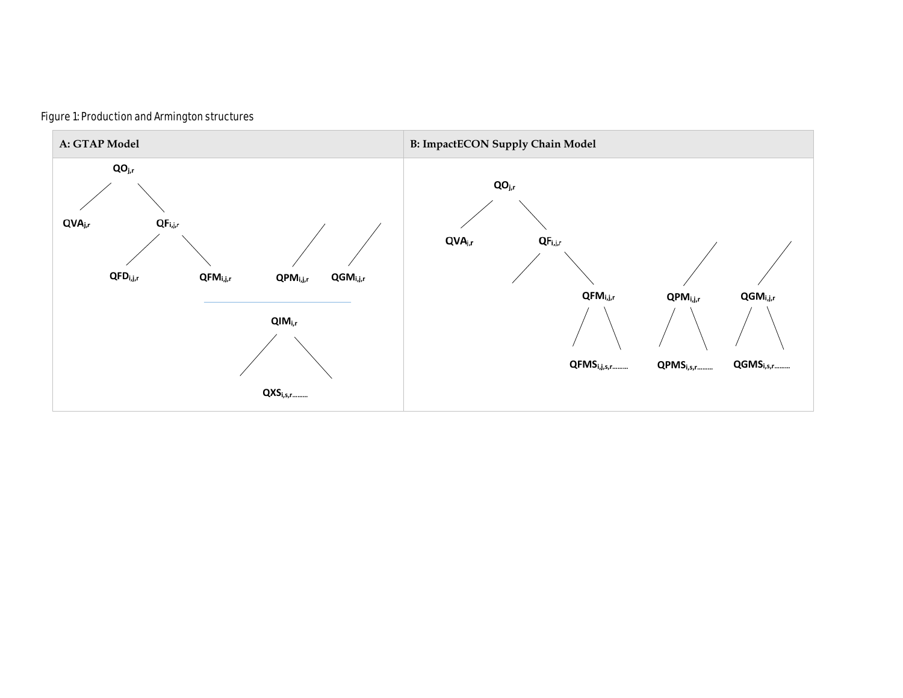Figure 1: Production and Armington structures

| A: GTAP Model | B: ImpactECON Supply Chain Model |
|---|---|
| $QO_{j,r}$ | $QO_{j,r}$ |
| $QVA_{j,r}$, $QF_{i,j,r}$ | $QVA_{j,r}$, $QF_{i,j,r}$ |
| $QFD_{i,j,r}$, $QFM_{i,j,r}$, $QPM_{i,j,r}$, $QGM_{i,j,r}$ | $QFM_{i,j,r}$, $QPM_{i,j,r}$, $QGM_{i,j,r}$ |
| $QIM_{i,r}$ | $QFMS_{i,j,s,r}$………, $QPMS_{i,s,r}$………, $QGMS_{i,s,r}$……… |
| $QXS_{i,s,r}$……… | |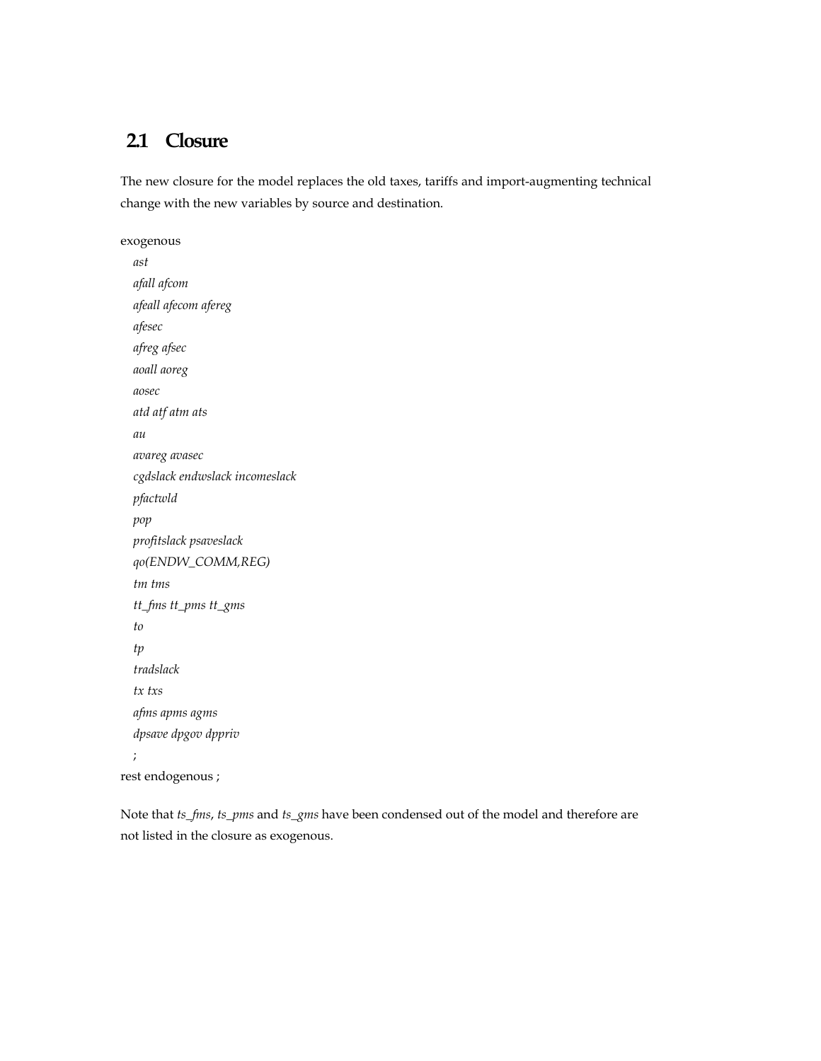## 2.1 Closure

The new closure for the model replaces the old taxes, tariffs and import-augmenting technical change with the new variables by source and destination.

```
exogenous
   ast
   afall afcom
   afeall afecom afereg
   afesec
   afreg afsec
   aoall aoreg
   aosec
   atd atf atm ats
   au
   avareg avasec
   cgdslack endwslack incomeslack
   pfactwld
   pop
   profitslack psaveslack
   qo(ENDW_COMM,REG)
   tm tms
   tt_fms tt_pms tt_gms
   to
   tp
   tradslack
   tx txs
   afms apms agms
   dpsave dpgov dppriv
   ;
rest endogenous ;
```

Note that *ts_fms*, *ts_pms* and *ts_gms* have been condensed out of the model and therefore are not listed in the closure as exogenous.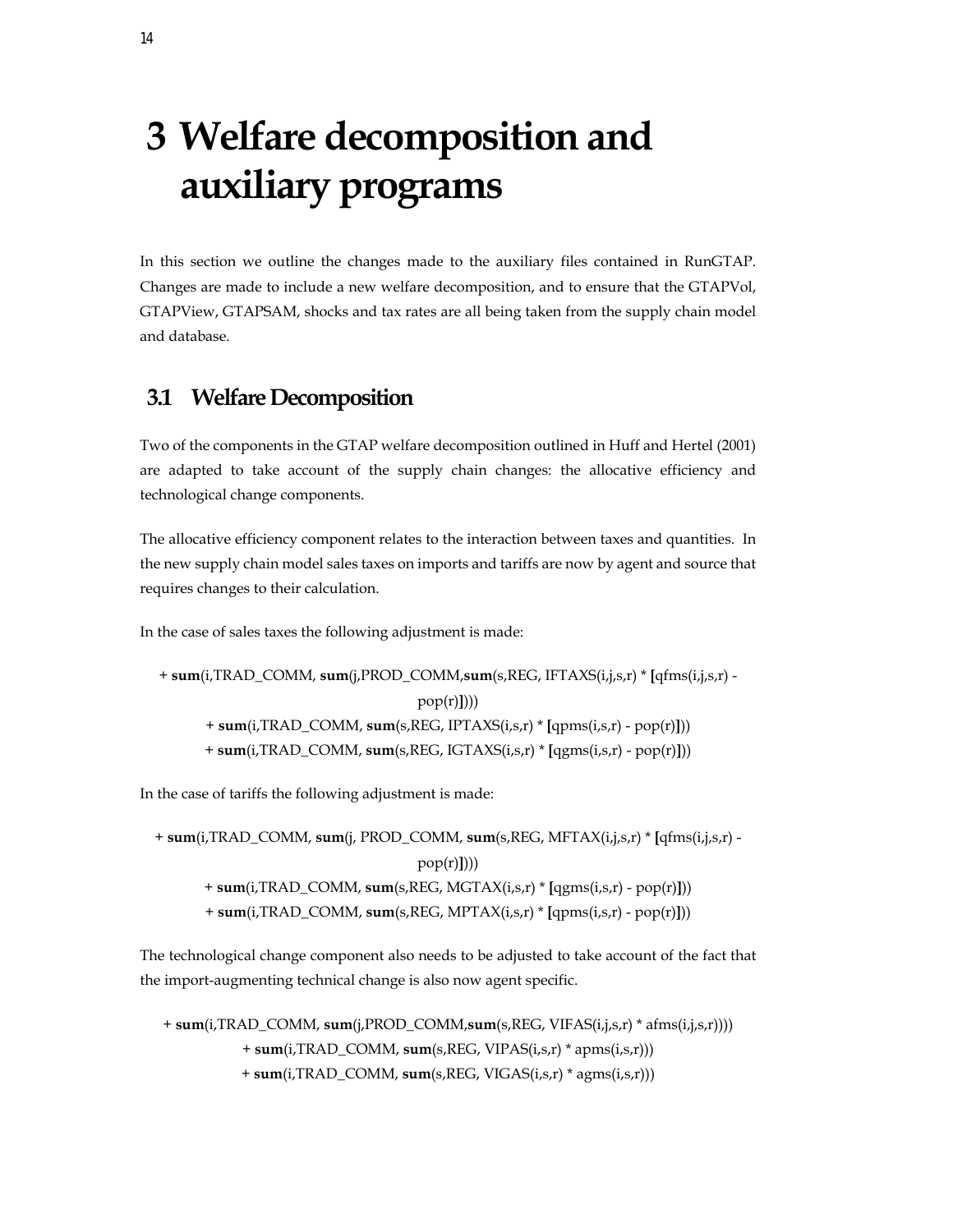# 3 Welfare decomposition and auxiliary programs

In this section we outline the changes made to the auxiliary files contained in RunGTAP. Changes are made to include a new welfare decomposition, and to ensure that the GTAPVol, GTAPView, GTAPSAM, shocks and tax rates are all being taken from the supply chain model and database.

## 3.1 Welfare Decomposition

Two of the components in the GTAP welfare decomposition outlined in Huff and Hertel (2001) are adapted to take account of the supply chain changes: the allocative efficiency and technological change components.

The allocative efficiency component relates to the interaction between taxes and quantities. In the new supply chain model sales taxes on imports and tariffs are now by agent and source that requires changes to their calculation.

In the case of sales taxes the following adjustment is made:

```
+ sum(i,TRAD_COMM, sum(j,PROD_COMM,sum(s,REG, IFTAXS(i,j,s,r) * [qfms(i,j,s,r) - pop(r)])))
+ sum(i,TRAD_COMM, sum(s,REG, IPTAXS(i,s,r) * [qpms(i,s,r) - pop(r)]))
+ sum(i,TRAD_COMM, sum(s,REG, IGTAXS(i,s,r) * [qgms(i,s,r) - pop(r)]))
```

In the case of tariffs the following adjustment is made:

```
+ sum(i,TRAD_COMM, sum(j, PROD_COMM, sum(s,REG, MFTAX(i,j,s,r) * [qfms(i,j,s,r) - pop(r)])))
+ sum(i,TRAD_COMM, sum(s,REG, MGTAX(i,s,r) * [qgms(i,s,r) - pop(r)]))
+ sum(i,TRAD_COMM, sum(s,REG, MPTAX(i,s,r) * [qpms(i,s,r) - pop(r)]))
```

The technological change component also needs to be adjusted to take account of the fact that the import-augmenting technical change is also now agent specific.

```
+ sum(i,TRAD_COMM, sum(j,PROD_COMM,sum(s,REG, VIFAS(i,j,s,r) * afms(i,j,s,r))))
+ sum(i,TRAD_COMM, sum(s,REG, VIPAS(i,s,r) * apms(i,s,r)))
+ sum(i,TRAD_COMM, sum(s,REG, VIGAS(i,s,r) * agms(i,s,r)))
```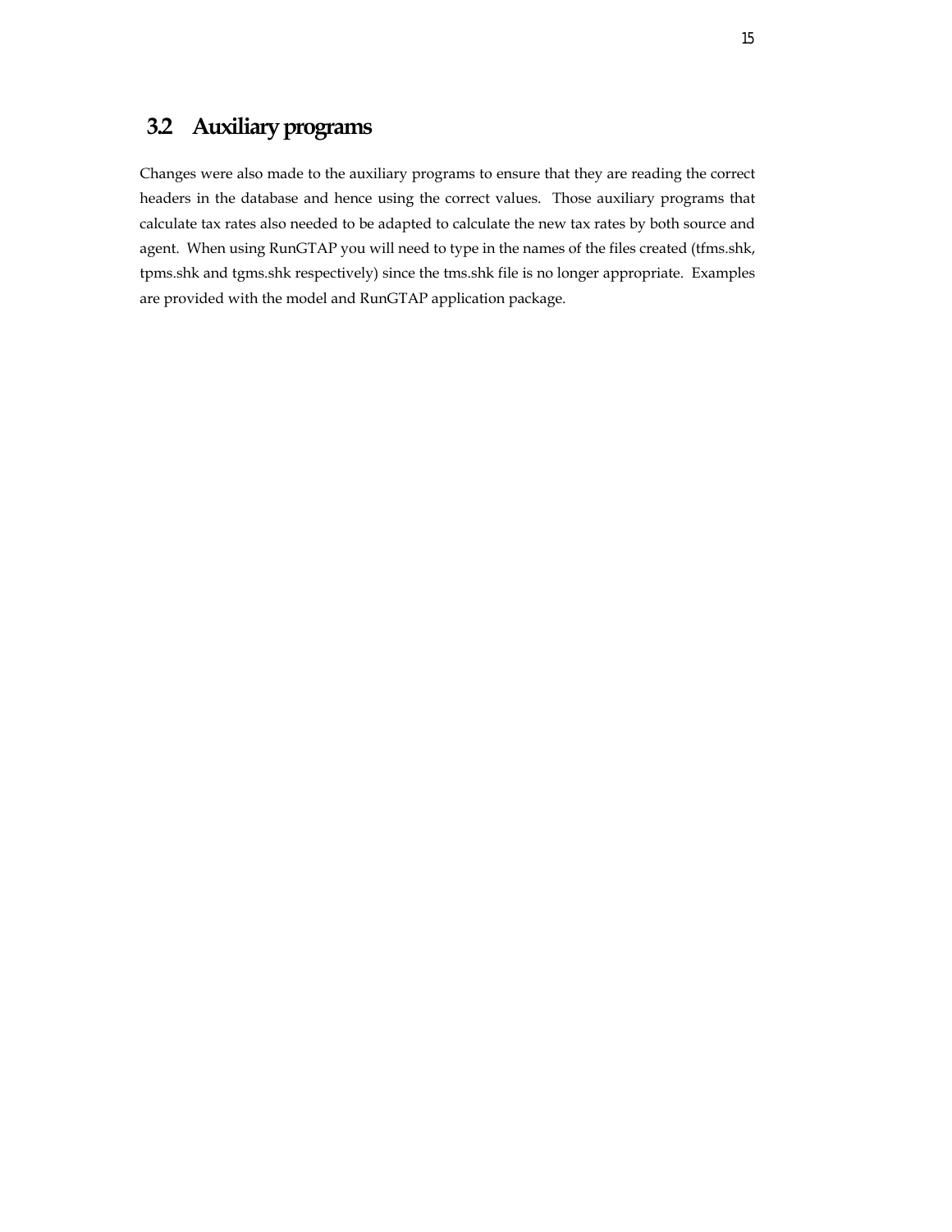## 3.2 Auxiliary programs

Changes were also made to the auxiliary programs to ensure that they are reading the correct headers in the database and hence using the correct values. Those auxiliary programs that calculate tax rates also needed to be adapted to calculate the new tax rates by both source and agent. When using RunGTAP you will need to type in the names of the files created (tfms.shk, tpms.shk and tgms.shk respectively) since the tms.shk file is no longer appropriate. Examples are provided with the model and RunGTAP application package.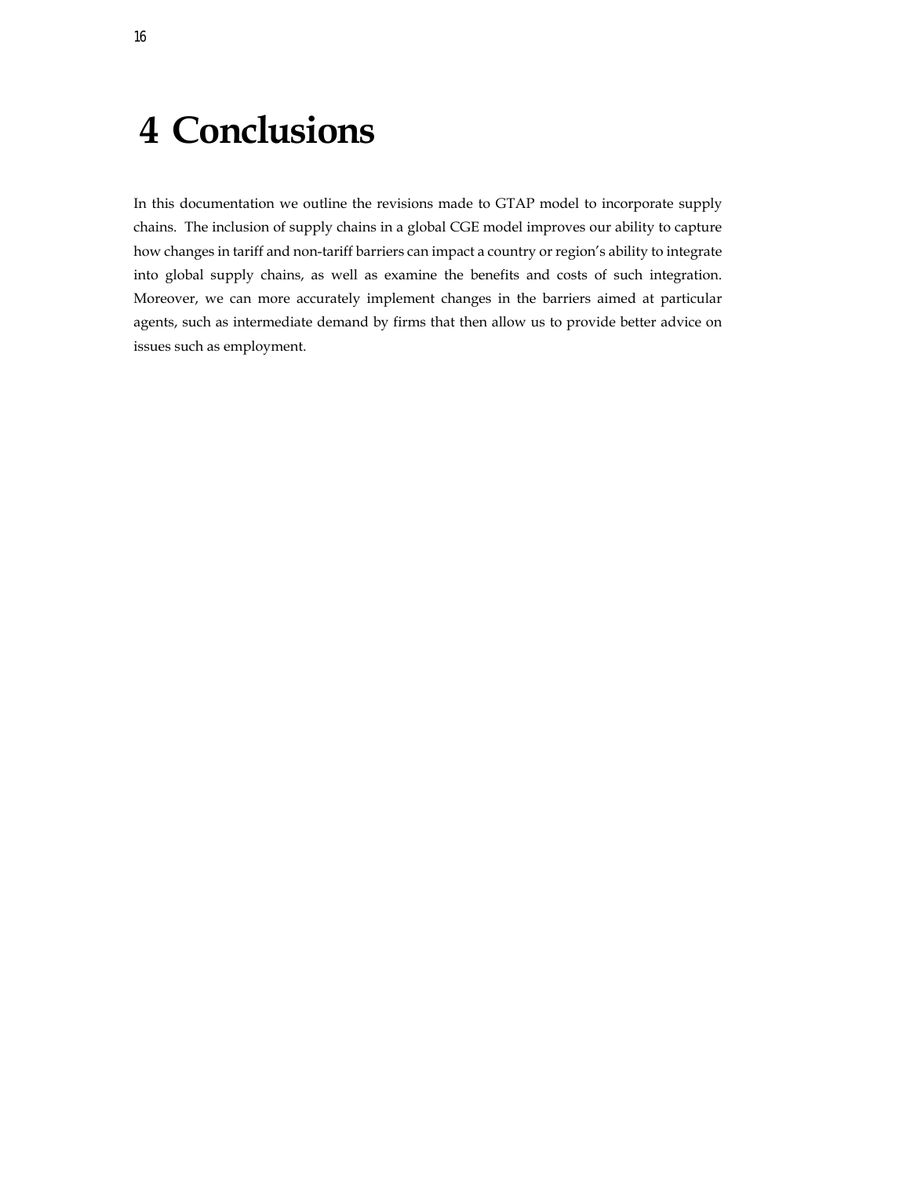# 4 Conclusions

In this documentation we outline the revisions made to GTAP model to incorporate supply chains. The inclusion of supply chains in a global CGE model improves our ability to capture how changes in tariff and non-tariff barriers can impact a country or region's ability to integrate into global supply chains, as well as examine the benefits and costs of such integration. Moreover, we can more accurately implement changes in the barriers aimed at particular agents, such as intermediate demand by firms that then allow us to provide better advice on issues such as employment.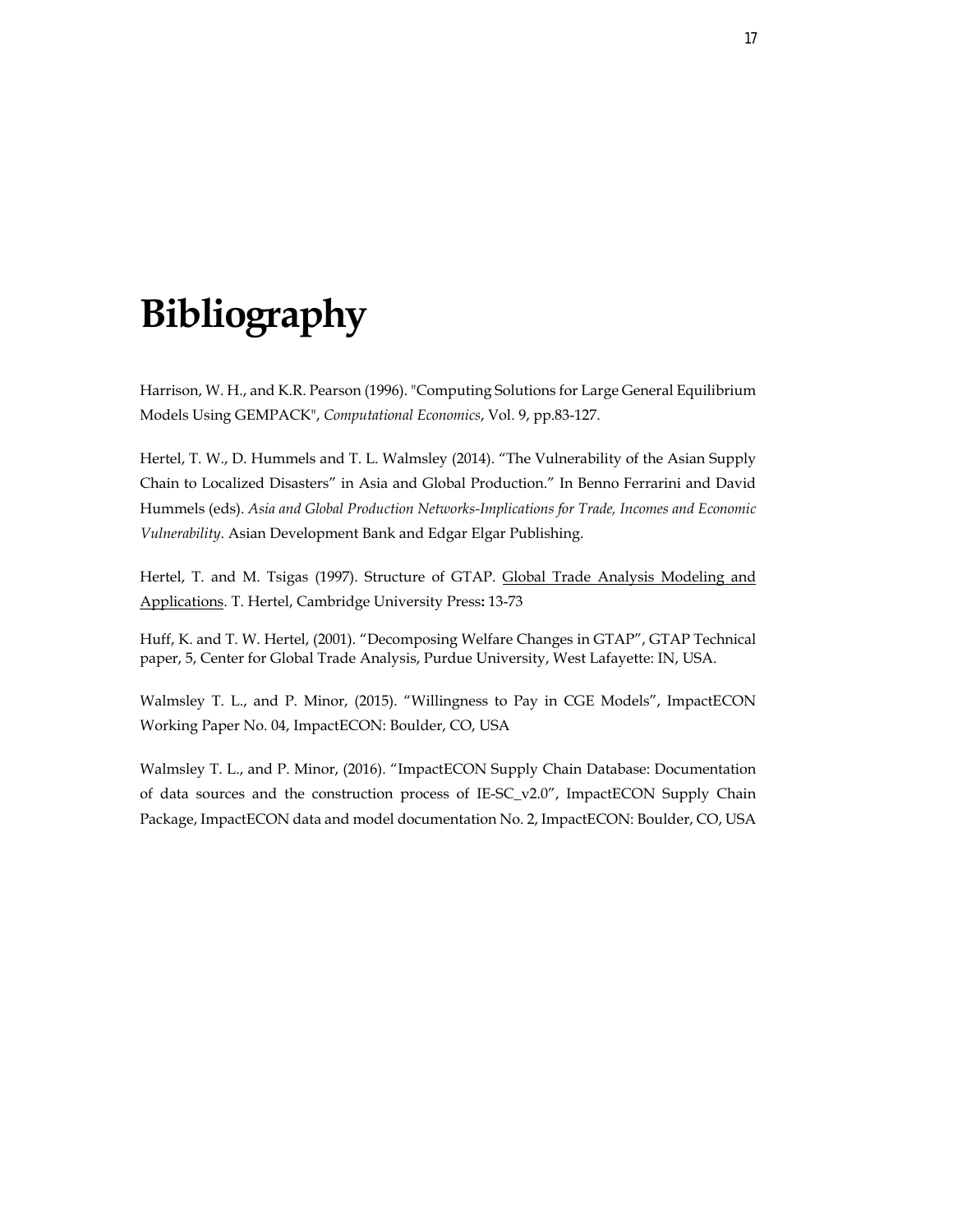# Bibliography

Harrison, W. H., and K.R. Pearson (1996). "Computing Solutions for Large General Equilibrium Models Using GEMPACK", *Computational Economics*, Vol. 9, pp.83-127.

Hertel, T. W., D. Hummels and T. L. Walmsley (2014). "The Vulnerability of the Asian Supply Chain to Localized Disasters" in Asia and Global Production." In Benno Ferrarini and David Hummels (eds). *Asia and Global Production Networks-Implications for Trade, Incomes and Economic Vulnerability*. Asian Development Bank and Edgar Elgar Publishing.

Hertel, T. and M. Tsigas (1997). Structure of GTAP. Global Trade Analysis Modeling and Applications. T. Hertel, Cambridge University Press**:** 13-73

Huff, K. and T. W. Hertel, (2001). "Decomposing Welfare Changes in GTAP", GTAP Technical paper, 5, Center for Global Trade Analysis, Purdue University, West Lafayette: IN, USA.

Walmsley T. L., and P. Minor, (2015). "Willingness to Pay in CGE Models", ImpactECON Working Paper No. 04, ImpactECON: Boulder, CO, USA

Walmsley T. L., and P. Minor, (2016). "ImpactECON Supply Chain Database: Documentation of data sources and the construction process of IE-SC_v2.0", ImpactECON Supply Chain Package, ImpactECON data and model documentation No. 2, ImpactECON: Boulder, CO, USA